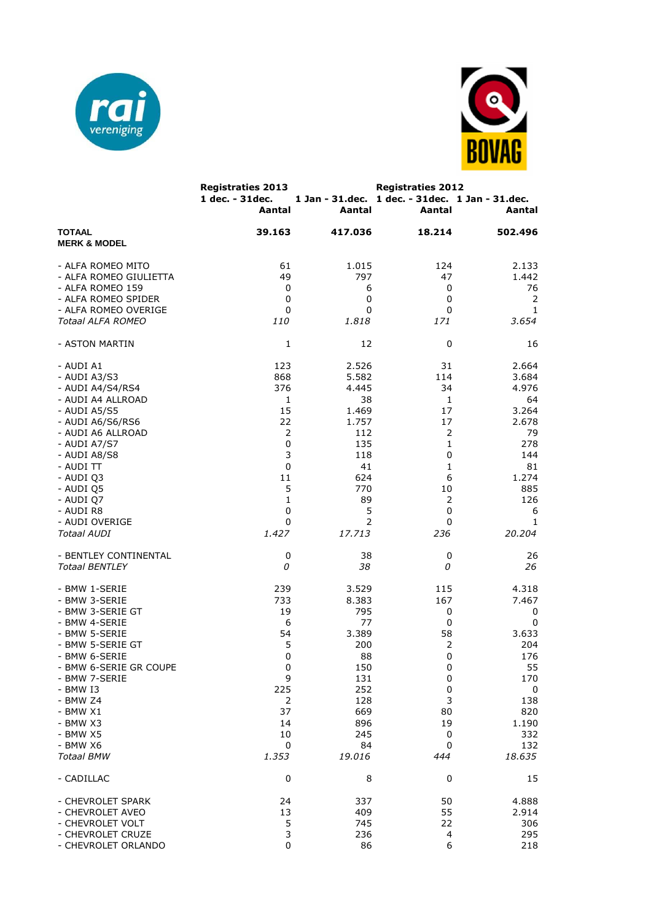| | Registraties 2013 | | Registraties 2012 | |
|---|---|---|---|---|
| | 1 dec. - 31dec. | 1 Jan - 31.dec. | 1 dec. - 31dec. | 1 Jan - 31.dec. |
| | Aantal | Aantal | Aantal | Aantal |
| **TOTAAL** | **39.163** | **417.036** | **18.214** | **502.496** |
| **MERK & MODEL** | | | | |
| - ALFA ROMEO MITO | 61 | 1.015 | 124 | 2.133 |
| - ALFA ROMEO GIULIETTA | 49 | 797 | 47 | 1.442 |
| - ALFA ROMEO 159 | 0 | 6 | 0 | 76 |
| - ALFA ROMEO SPIDER | 0 | 0 | 0 | 2 |
| - ALFA ROMEO OVERIGE | 0 | 0 | 0 | 1 |
| *Totaal ALFA ROMEO* | *110* | *1.818* | *171* | *3.654* |
| - ASTON MARTIN | 1 | 12 | 0 | 16 |
| - AUDI A1 | 123 | 2.526 | 31 | 2.664 |
| - AUDI A3/S3 | 868 | 5.582 | 114 | 3.684 |
| - AUDI A4/S4/RS4 | 376 | 4.445 | 34 | 4.976 |
| - AUDI A4 ALLROAD | 1 | 38 | 1 | 64 |
| - AUDI A5/S5 | 15 | 1.469 | 17 | 3.264 |
| - AUDI A6/S6/RS6 | 22 | 1.757 | 17 | 2.678 |
| - AUDI A6 ALLROAD | 2 | 112 | 2 | 79 |
| - AUDI A7/S7 | 0 | 135 | 1 | 278 |
| - AUDI A8/S8 | 3 | 118 | 0 | 144 |
| - AUDI TT | 0 | 41 | 1 | 81 |
| - AUDI Q3 | 11 | 624 | 6 | 1.274 |
| - AUDI Q5 | 5 | 770 | 10 | 885 |
| - AUDI Q7 | 1 | 89 | 2 | 126 |
| - AUDI R8 | 0 | 5 | 0 | 6 |
| - AUDI OVERIGE | 0 | 2 | 0 | 1 |
| *Totaal AUDI* | *1.427* | *17.713* | *236* | *20.204* |
| - BENTLEY CONTINENTAL | 0 | 38 | 0 | 26 |
| *Totaal BENTLEY* | *0* | *38* | *0* | *26* |
| - BMW 1-SERIE | 239 | 3.529 | 115 | 4.318 |
| - BMW 3-SERIE | 733 | 8.383 | 167 | 7.467 |
| - BMW 3-SERIE GT | 19 | 795 | 0 | 0 |
| - BMW 4-SERIE | 6 | 77 | 0 | 0 |
| - BMW 5-SERIE | 54 | 3.389 | 58 | 3.633 |
| - BMW 5-SERIE GT | 5 | 200 | 2 | 204 |
| - BMW 6-SERIE | 0 | 88 | 0 | 176 |
| - BMW 6-SERIE GR COUPE | 0 | 150 | 0 | 55 |
| - BMW 7-SERIE | 9 | 131 | 0 | 170 |
| - BMW I3 | 225 | 252 | 0 | 0 |
| - BMW Z4 | 2 | 128 | 3 | 138 |
| - BMW X1 | 37 | 669 | 80 | 820 |
| - BMW X3 | 14 | 896 | 19 | 1.190 |
| - BMW X5 | 10 | 245 | 0 | 332 |
| - BMW X6 | 0 | 84 | 0 | 132 |
| *Totaal BMW* | *1.353* | *19.016* | *444* | *18.635* |
| - CADILLAC | 0 | 8 | 0 | 15 |
| - CHEVROLET SPARK | 24 | 337 | 50 | 4.888 |
| - CHEVROLET AVEO | 13 | 409 | 55 | 2.914 |
| - CHEVROLET VOLT | 5 | 745 | 22 | 306 |
| - CHEVROLET CRUZE | 3 | 236 | 4 | 295 |
| - CHEVROLET ORLANDO | 0 | 86 | 6 | 218 |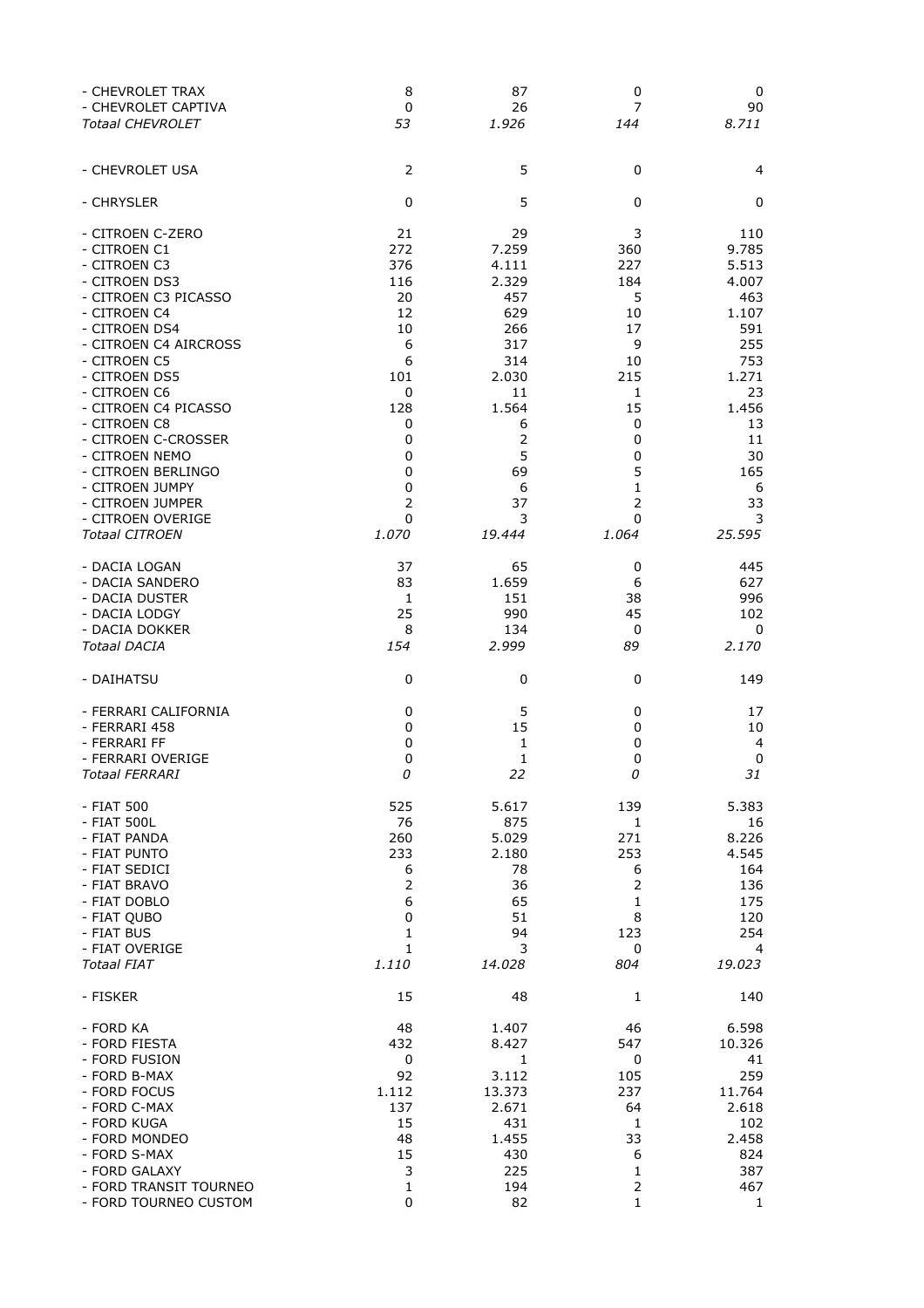| | | | | |
|---|---|---|---|---|
| - CHEVROLET TRAX | 8 | 87 | 0 | 0 |
| - CHEVROLET CAPTIVA | 0 | 26 | 7 | 90 |
| *Totaal CHEVROLET* | *53* | *1.926* | *144* | *8.711* |
| | | | | |
| - CHEVROLET USA | 2 | 5 | 0 | 4 |
| | | | | |
| - CHRYSLER | 0 | 5 | 0 | 0 |
| | | | | |
| - CITROEN C-ZERO | 21 | 29 | 3 | 110 |
| - CITROEN C1 | 272 | 7.259 | 360 | 9.785 |
| - CITROEN C3 | 376 | 4.111 | 227 | 5.513 |
| - CITROEN DS3 | 116 | 2.329 | 184 | 4.007 |
| - CITROEN C3 PICASSO | 20 | 457 | 5 | 463 |
| - CITROEN C4 | 12 | 629 | 10 | 1.107 |
| - CITROEN DS4 | 10 | 266 | 17 | 591 |
| - CITROEN C4 AIRCROSS | 6 | 317 | 9 | 255 |
| - CITROEN C5 | 6 | 314 | 10 | 753 |
| - CITROEN DS5 | 101 | 2.030 | 215 | 1.271 |
| - CITROEN C6 | 0 | 11 | 1 | 23 |
| - CITROEN C4 PICASSO | 128 | 1.564 | 15 | 1.456 |
| - CITROEN C8 | 0 | 6 | 0 | 13 |
| - CITROEN C-CROSSER | 0 | 2 | 0 | 11 |
| - CITROEN NEMO | 0 | 5 | 0 | 30 |
| - CITROEN BERLINGO | 0 | 69 | 5 | 165 |
| - CITROEN JUMPY | 0 | 6 | 1 | 6 |
| - CITROEN JUMPER | 2 | 37 | 2 | 33 |
| - CITROEN OVERIGE | 0 | 3 | 0 | 3 |
| *Totaal CITROEN* | *1.070* | *19.444* | *1.064* | *25.595* |
| | | | | |
| - DACIA LOGAN | 37 | 65 | 0 | 445 |
| - DACIA SANDERO | 83 | 1.659 | 6 | 627 |
| - DACIA DUSTER | 1 | 151 | 38 | 996 |
| - DACIA LODGY | 25 | 990 | 45 | 102 |
| - DACIA DOKKER | 8 | 134 | 0 | 0 |
| *Totaal DACIA* | *154* | *2.999* | *89* | *2.170* |
| | | | | |
| - DAIHATSU | 0 | 0 | 0 | 149 |
| | | | | |
| - FERRARI CALIFORNIA | 0 | 5 | 0 | 17 |
| - FERRARI 458 | 0 | 15 | 0 | 10 |
| - FERRARI FF | 0 | 1 | 0 | 4 |
| - FERRARI OVERIGE | 0 | 1 | 0 | 0 |
| *Totaal FERRARI* | *0* | *22* | *0* | *31* |
| | | | | |
| - FIAT 500 | 525 | 5.617 | 139 | 5.383 |
| - FIAT 500L | 76 | 875 | 1 | 16 |
| - FIAT PANDA | 260 | 5.029 | 271 | 8.226 |
| - FIAT PUNTO | 233 | 2.180 | 253 | 4.545 |
| - FIAT SEDICI | 6 | 78 | 6 | 164 |
| - FIAT BRAVO | 2 | 36 | 2 | 136 |
| - FIAT DOBLO | 6 | 65 | 1 | 175 |
| - FIAT QUBO | 0 | 51 | 8 | 120 |
| - FIAT BUS | 1 | 94 | 123 | 254 |
| - FIAT OVERIGE | 1 | 3 | 0 | 4 |
| *Totaal FIAT* | *1.110* | *14.028* | *804* | *19.023* |
| | | | | |
| - FISKER | 15 | 48 | 1 | 140 |
| | | | | |
| - FORD KA | 48 | 1.407 | 46 | 6.598 |
| - FORD FIESTA | 432 | 8.427 | 547 | 10.326 |
| - FORD FUSION | 0 | 1 | 0 | 41 |
| - FORD B-MAX | 92 | 3.112 | 105 | 259 |
| - FORD FOCUS | 1.112 | 13.373 | 237 | 11.764 |
| - FORD C-MAX | 137 | 2.671 | 64 | 2.618 |
| - FORD KUGA | 15 | 431 | 1 | 102 |
| - FORD MONDEO | 48 | 1.455 | 33 | 2.458 |
| - FORD S-MAX | 15 | 430 | 6 | 824 |
| - FORD GALAXY | 3 | 225 | 1 | 387 |
| - FORD TRANSIT TOURNEO | 1 | 194 | 2 | 467 |
| - FORD TOURNEO CUSTOM | 0 | 82 | 1 | 1 |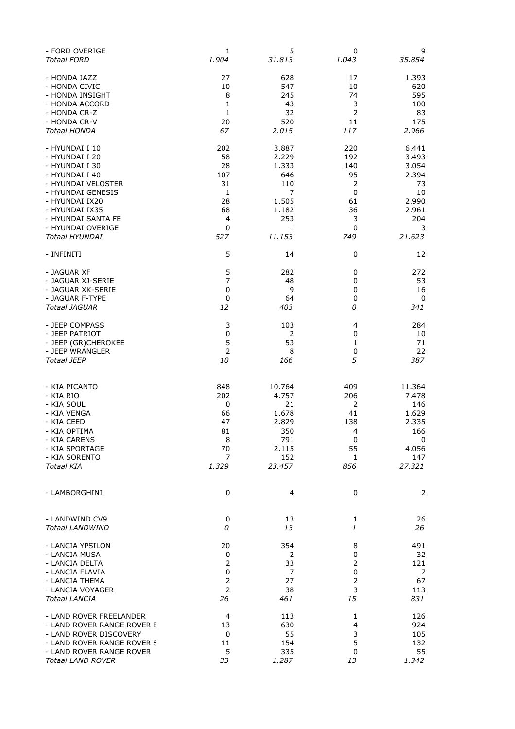| | | | | |
|---|---|---|---|---|
| - FORD OVERIGE | 1 | 5 | 0 | 9 |
| *Totaal FORD* | *1.904* | *31.813* | *1.043* | *35.854* |
| | | | | |
| - HONDA JAZZ | 27 | 628 | 17 | 1.393 |
| - HONDA CIVIC | 10 | 547 | 10 | 620 |
| - HONDA INSIGHT | 8 | 245 | 74 | 595 |
| - HONDA ACCORD | 1 | 43 | 3 | 100 |
| - HONDA CR-Z | 1 | 32 | 2 | 83 |
| - HONDA CR-V | 20 | 520 | 11 | 175 |
| *Totaal HONDA* | *67* | *2.015* | *117* | *2.966* |
| | | | | |
| - HYUNDAI I 10 | 202 | 3.887 | 220 | 6.441 |
| - HYUNDAI I 20 | 58 | 2.229 | 192 | 3.493 |
| - HYUNDAI I 30 | 28 | 1.333 | 140 | 3.054 |
| - HYUNDAI I 40 | 107 | 646 | 95 | 2.394 |
| - HYUNDAI VELOSTER | 31 | 110 | 2 | 73 |
| - HYUNDAI GENESIS | 1 | 7 | 0 | 10 |
| - HYUNDAI IX20 | 28 | 1.505 | 61 | 2.990 |
| - HYUNDAI IX35 | 68 | 1.182 | 36 | 2.961 |
| - HYUNDAI SANTA FE | 4 | 253 | 3 | 204 |
| - HYUNDAI OVERIGE | 0 | 1 | 0 | 3 |
| *Totaal HYUNDAI* | *527* | *11.153* | *749* | *21.623* |
| | | | | |
| - INFINITI | 5 | 14 | 0 | 12 |
| | | | | |
| - JAGUAR XF | 5 | 282 | 0 | 272 |
| - JAGUAR XJ-SERIE | 7 | 48 | 0 | 53 |
| - JAGUAR XK-SERIE | 0 | 9 | 0 | 16 |
| - JAGUAR F-TYPE | 0 | 64 | 0 | 0 |
| *Totaal JAGUAR* | *12* | *403* | *0* | *341* |
| | | | | |
| - JEEP COMPASS | 3 | 103 | 4 | 284 |
| - JEEP PATRIOT | 0 | 2 | 0 | 10 |
| - JEEP (GR)CHEROKEE | 5 | 53 | 1 | 71 |
| - JEEP WRANGLER | 2 | 8 | 0 | 22 |
| *Totaal JEEP* | *10* | *166* | *5* | *387* |
| | | | | |
| - KIA PICANTO | 848 | 10.764 | 409 | 11.364 |
| - KIA RIO | 202 | 4.757 | 206 | 7.478 |
| - KIA SOUL | 0 | 21 | 2 | 146 |
| - KIA VENGA | 66 | 1.678 | 41 | 1.629 |
| - KIA CEED | 47 | 2.829 | 138 | 2.335 |
| - KIA OPTIMA | 81 | 350 | 4 | 166 |
| - KIA CARENS | 8 | 791 | 0 | 0 |
| - KIA SPORTAGE | 70 | 2.115 | 55 | 4.056 |
| - KIA SORENTO | 7 | 152 | 1 | 147 |
| *Totaal KIA* | *1.329* | *23.457* | *856* | *27.321* |
| | | | | |
| - LAMBORGHINI | 0 | 4 | 0 | 2 |
| | | | | |
| - LANDWIND CV9 | 0 | 13 | 1 | 26 |
| *Totaal LANDWIND* | *0* | *13* | *1* | *26* |
| | | | | |
| - LANCIA YPSILON | 20 | 354 | 8 | 491 |
| - LANCIA MUSA | 0 | 2 | 0 | 32 |
| - LANCIA DELTA | 2 | 33 | 2 | 121 |
| - LANCIA FLAVIA | 0 | 7 | 0 | 7 |
| - LANCIA THEMA | 2 | 27 | 2 | 67 |
| - LANCIA VOYAGER | 2 | 38 | 3 | 113 |
| *Totaal LANCIA* | *26* | *461* | *15* | *831* |
| | | | | |
| - LAND ROVER FREELANDER | 4 | 113 | 1 | 126 |
| - LAND ROVER RANGE ROVER E | 13 | 630 | 4 | 924 |
| - LAND ROVER DISCOVERY | 0 | 55 | 3 | 105 |
| - LAND ROVER RANGE ROVER S | 11 | 154 | 5 | 132 |
| - LAND ROVER RANGE ROVER | 5 | 335 | 0 | 55 |
| *Totaal LAND ROVER* | *33* | *1.287* | *13* | *1.342* |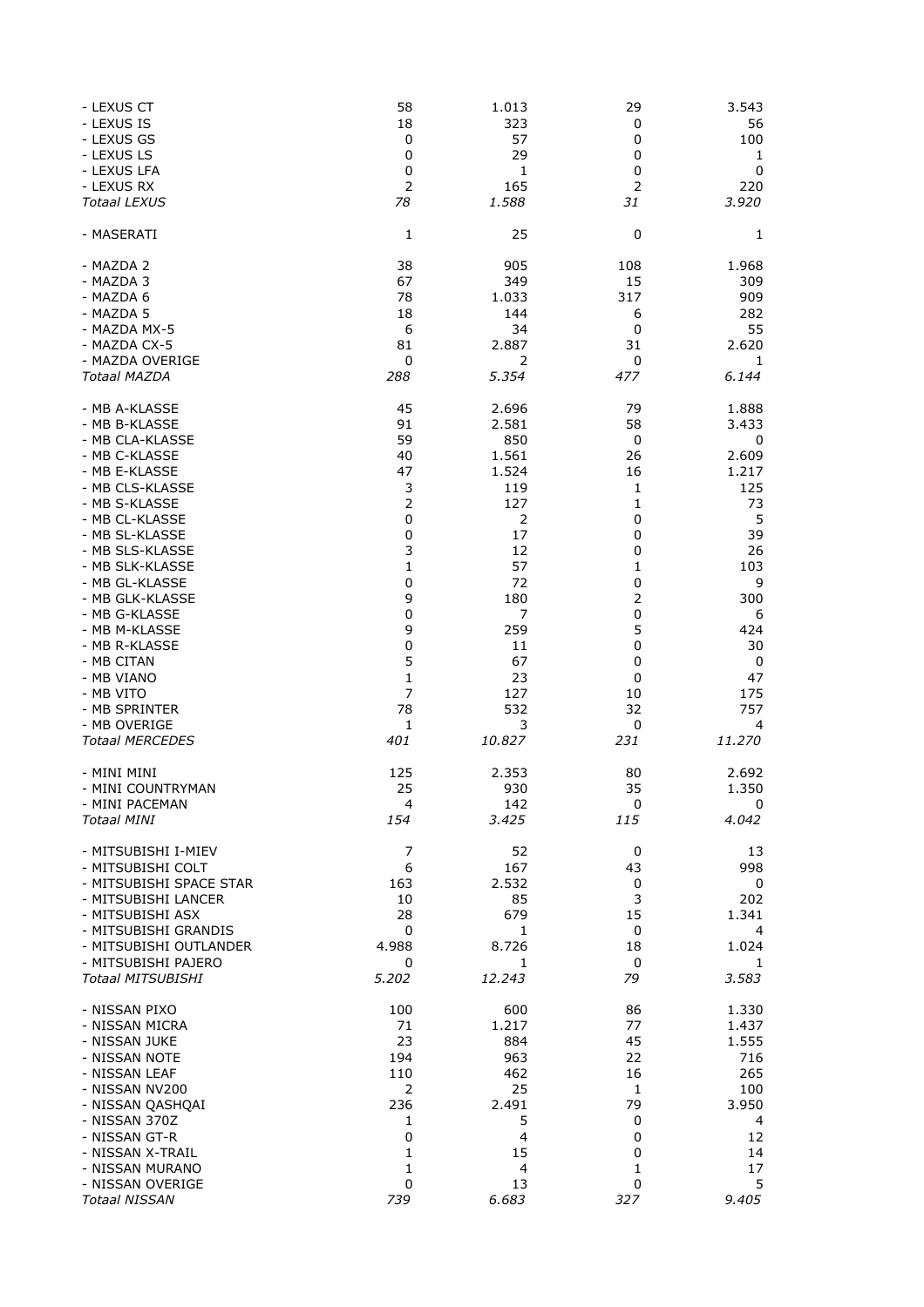| | | | | |
|---|---|---|---|---|
| - LEXUS CT | 58 | 1.013 | 29 | 3.543 |
| - LEXUS IS | 18 | 323 | 0 | 56 |
| - LEXUS GS | 0 | 57 | 0 | 100 |
| - LEXUS LS | 0 | 29 | 0 | 1 |
| - LEXUS LFA | 0 | 1 | 0 | 0 |
| - LEXUS RX | 2 | 165 | 2 | 220 |
| *Totaal LEXUS* | *78* | *1.588* | *31* | *3.920* |
| | | | | |
| - MASERATI | 1 | 25 | 0 | 1 |
| | | | | |
| - MAZDA 2 | 38 | 905 | 108 | 1.968 |
| - MAZDA 3 | 67 | 349 | 15 | 309 |
| - MAZDA 6 | 78 | 1.033 | 317 | 909 |
| - MAZDA 5 | 18 | 144 | 6 | 282 |
| - MAZDA MX-5 | 6 | 34 | 0 | 55 |
| - MAZDA CX-5 | 81 | 2.887 | 31 | 2.620 |
| - MAZDA OVERIGE | 0 | 2 | 0 | 1 |
| *Totaal MAZDA* | *288* | *5.354* | *477* | *6.144* |
| | | | | |
| - MB A-KLASSE | 45 | 2.696 | 79 | 1.888 |
| - MB B-KLASSE | 91 | 2.581 | 58 | 3.433 |
| - MB CLA-KLASSE | 59 | 850 | 0 | 0 |
| - MB C-KLASSE | 40 | 1.561 | 26 | 2.609 |
| - MB E-KLASSE | 47 | 1.524 | 16 | 1.217 |
| - MB CLS-KLASSE | 3 | 119 | 1 | 125 |
| - MB S-KLASSE | 2 | 127 | 1 | 73 |
| - MB CL-KLASSE | 0 | 2 | 0 | 5 |
| - MB SL-KLASSE | 0 | 17 | 0 | 39 |
| - MB SLS-KLASSE | 3 | 12 | 0 | 26 |
| - MB SLK-KLASSE | 1 | 57 | 1 | 103 |
| - MB GL-KLASSE | 0 | 72 | 0 | 9 |
| - MB GLK-KLASSE | 9 | 180 | 2 | 300 |
| - MB G-KLASSE | 0 | 7 | 0 | 6 |
| - MB M-KLASSE | 9 | 259 | 5 | 424 |
| - MB R-KLASSE | 0 | 11 | 0 | 30 |
| - MB CITAN | 5 | 67 | 0 | 0 |
| - MB VIANO | 1 | 23 | 0 | 47 |
| - MB VITO | 7 | 127 | 10 | 175 |
| - MB SPRINTER | 78 | 532 | 32 | 757 |
| - MB OVERIGE | 1 | 3 | 0 | 4 |
| *Totaal MERCEDES* | *401* | *10.827* | *231* | *11.270* |
| | | | | |
| - MINI MINI | 125 | 2.353 | 80 | 2.692 |
| - MINI COUNTRYMAN | 25 | 930 | 35 | 1.350 |
| - MINI PACEMAN | 4 | 142 | 0 | 0 |
| *Totaal MINI* | *154* | *3.425* | *115* | *4.042* |
| | | | | |
| - MITSUBISHI I-MIEV | 7 | 52 | 0 | 13 |
| - MITSUBISHI COLT | 6 | 167 | 43 | 998 |
| - MITSUBISHI SPACE STAR | 163 | 2.532 | 0 | 0 |
| - MITSUBISHI LANCER | 10 | 85 | 3 | 202 |
| - MITSUBISHI ASX | 28 | 679 | 15 | 1.341 |
| - MITSUBISHI GRANDIS | 0 | 1 | 0 | 4 |
| - MITSUBISHI OUTLANDER | 4.988 | 8.726 | 18 | 1.024 |
| - MITSUBISHI PAJERO | 0 | 1 | 0 | 1 |
| *Totaal MITSUBISHI* | *5.202* | *12.243* | *79* | *3.583* |
| | | | | |
| - NISSAN PIXO | 100 | 600 | 86 | 1.330 |
| - NISSAN MICRA | 71 | 1.217 | 77 | 1.437 |
| - NISSAN JUKE | 23 | 884 | 45 | 1.555 |
| - NISSAN NOTE | 194 | 963 | 22 | 716 |
| - NISSAN LEAF | 110 | 462 | 16 | 265 |
| - NISSAN NV200 | 2 | 25 | 1 | 100 |
| - NISSAN QASHQAI | 236 | 2.491 | 79 | 3.950 |
| - NISSAN 370Z | 1 | 5 | 0 | 4 |
| - NISSAN GT-R | 0 | 4 | 0 | 12 |
| - NISSAN X-TRAIL | 1 | 15 | 0 | 14 |
| - NISSAN MURANO | 1 | 4 | 1 | 17 |
| - NISSAN OVERIGE | 0 | 13 | 0 | 5 |
| *Totaal NISSAN* | *739* | *6.683* | *327* | *9.405* |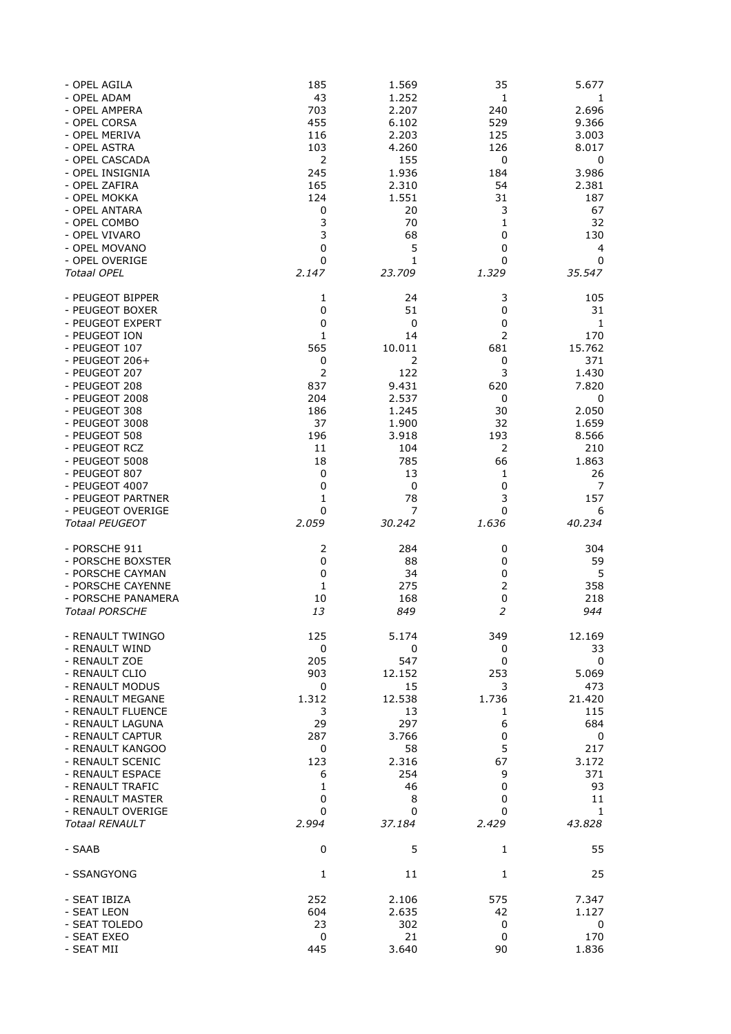| | | | | |
|---|---|---|---|---|
| - OPEL AGILA | 185 | 1.569 | 35 | 5.677 |
| - OPEL ADAM | 43 | 1.252 | 1 | 1 |
| - OPEL AMPERA | 703 | 2.207 | 240 | 2.696 |
| - OPEL CORSA | 455 | 6.102 | 529 | 9.366 |
| - OPEL MERIVA | 116 | 2.203 | 125 | 3.003 |
| - OPEL ASTRA | 103 | 4.260 | 126 | 8.017 |
| - OPEL CASCADA | 2 | 155 | 0 | 0 |
| - OPEL INSIGNIA | 245 | 1.936 | 184 | 3.986 |
| - OPEL ZAFIRA | 165 | 2.310 | 54 | 2.381 |
| - OPEL MOKKA | 124 | 1.551 | 31 | 187 |
| - OPEL ANTARA | 0 | 20 | 3 | 67 |
| - OPEL COMBO | 3 | 70 | 1 | 32 |
| - OPEL VIVARO | 3 | 68 | 0 | 130 |
| - OPEL MOVANO | 0 | 5 | 0 | 4 |
| - OPEL OVERIGE | 0 | 1 | 0 | 0 |
| *Totaal OPEL* | *2.147* | *23.709* | *1.329* | *35.547* |
| | | | | |
| - PEUGEOT BIPPER | 1 | 24 | 3 | 105 |
| - PEUGEOT BOXER | 0 | 51 | 0 | 31 |
| - PEUGEOT EXPERT | 0 | 0 | 0 | 1 |
| - PEUGEOT ION | 1 | 14 | 2 | 170 |
| - PEUGEOT 107 | 565 | 10.011 | 681 | 15.762 |
| - PEUGEOT 206+ | 0 | 2 | 0 | 371 |
| - PEUGEOT 207 | 2 | 122 | 3 | 1.430 |
| - PEUGEOT 208 | 837 | 9.431 | 620 | 7.820 |
| - PEUGEOT 2008 | 204 | 2.537 | 0 | 0 |
| - PEUGEOT 308 | 186 | 1.245 | 30 | 2.050 |
| - PEUGEOT 3008 | 37 | 1.900 | 32 | 1.659 |
| - PEUGEOT 508 | 196 | 3.918 | 193 | 8.566 |
| - PEUGEOT RCZ | 11 | 104 | 2 | 210 |
| - PEUGEOT 5008 | 18 | 785 | 66 | 1.863 |
| - PEUGEOT 807 | 0 | 13 | 1 | 26 |
| - PEUGEOT 4007 | 0 | 0 | 0 | 7 |
| - PEUGEOT PARTNER | 1 | 78 | 3 | 157 |
| - PEUGEOT OVERIGE | 0 | 7 | 0 | 6 |
| *Totaal PEUGEOT* | *2.059* | *30.242* | *1.636* | *40.234* |
| | | | | |
| - PORSCHE 911 | 2 | 284 | 0 | 304 |
| - PORSCHE BOXSTER | 0 | 88 | 0 | 59 |
| - PORSCHE CAYMAN | 0 | 34 | 0 | 5 |
| - PORSCHE CAYENNE | 1 | 275 | 2 | 358 |
| - PORSCHE PANAMERA | 10 | 168 | 0 | 218 |
| *Totaal PORSCHE* | *13* | *849* | *2* | *944* |
| | | | | |
| - RENAULT TWINGO | 125 | 5.174 | 349 | 12.169 |
| - RENAULT WIND | 0 | 0 | 0 | 33 |
| - RENAULT ZOE | 205 | 547 | 0 | 0 |
| - RENAULT CLIO | 903 | 12.152 | 253 | 5.069 |
| - RENAULT MODUS | 0 | 15 | 3 | 473 |
| - RENAULT MEGANE | 1.312 | 12.538 | 1.736 | 21.420 |
| - RENAULT FLUENCE | 3 | 13 | 1 | 115 |
| - RENAULT LAGUNA | 29 | 297 | 6 | 684 |
| - RENAULT CAPTUR | 287 | 3.766 | 0 | 0 |
| - RENAULT KANGOO | 0 | 58 | 5 | 217 |
| - RENAULT SCENIC | 123 | 2.316 | 67 | 3.172 |
| - RENAULT ESPACE | 6 | 254 | 9 | 371 |
| - RENAULT TRAFIC | 1 | 46 | 0 | 93 |
| - RENAULT MASTER | 0 | 8 | 0 | 11 |
| - RENAULT OVERIGE | 0 | 0 | 0 | 1 |
| *Totaal RENAULT* | *2.994* | *37.184* | *2.429* | *43.828* |
| | | | | |
| - SAAB | 0 | 5 | 1 | 55 |
| | | | | |
| - SSANGYONG | 1 | 11 | 1 | 25 |
| | | | | |
| - SEAT IBIZA | 252 | 2.106 | 575 | 7.347 |
| - SEAT LEON | 604 | 2.635 | 42 | 1.127 |
| - SEAT TOLEDO | 23 | 302 | 0 | 0 |
| - SEAT EXEO | 0 | 21 | 0 | 170 |
| - SEAT MII | 445 | 3.640 | 90 | 1.836 |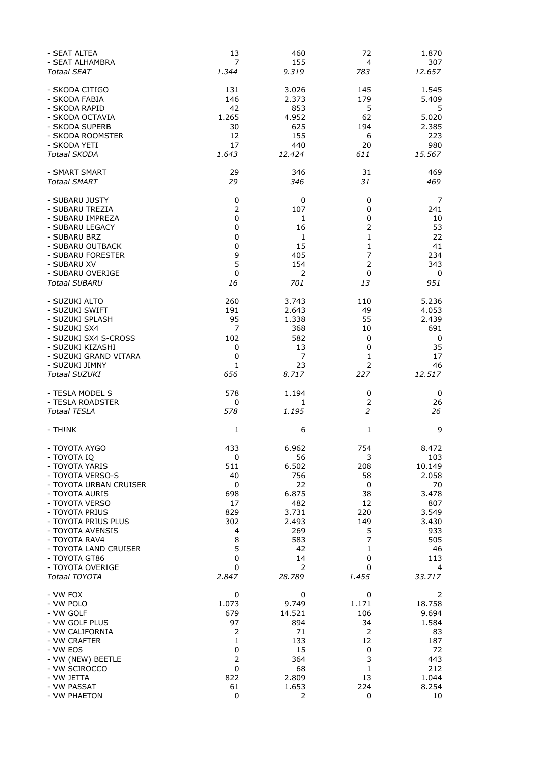| | | | | |
|---|---|---|---|---|
| - SEAT ALTEA | 13 | 460 | 72 | 1.870 |
| - SEAT ALHAMBRA | 7 | 155 | 4 | 307 |
| *Totaal SEAT* | *1.344* | *9.319* | *783* | *12.657* |
| | | | | |
| - SKODA CITIGO | 131 | 3.026 | 145 | 1.545 |
| - SKODA FABIA | 146 | 2.373 | 179 | 5.409 |
| - SKODA RAPID | 42 | 853 | 5 | 5 |
| - SKODA OCTAVIA | 1.265 | 4.952 | 62 | 5.020 |
| - SKODA SUPERB | 30 | 625 | 194 | 2.385 |
| - SKODA ROOMSTER | 12 | 155 | 6 | 223 |
| - SKODA YETI | 17 | 440 | 20 | 980 |
| *Totaal SKODA* | *1.643* | *12.424* | *611* | *15.567* |
| | | | | |
| - SMART SMART | 29 | 346 | 31 | 469 |
| *Totaal SMART* | *29* | *346* | *31* | *469* |
| | | | | |
| - SUBARU JUSTY | 0 | 0 | 0 | 7 |
| - SUBARU TREZIA | 2 | 107 | 0 | 241 |
| - SUBARU IMPREZA | 0 | 1 | 0 | 10 |
| - SUBARU LEGACY | 0 | 16 | 2 | 53 |
| - SUBARU BRZ | 0 | 1 | 1 | 22 |
| - SUBARU OUTBACK | 0 | 15 | 1 | 41 |
| - SUBARU FORESTER | 9 | 405 | 7 | 234 |
| - SUBARU XV | 5 | 154 | 2 | 343 |
| - SUBARU OVERIGE | 0 | 2 | 0 | 0 |
| *Totaal SUBARU* | *16* | *701* | *13* | *951* |
| | | | | |
| - SUZUKI ALTO | 260 | 3.743 | 110 | 5.236 |
| - SUZUKI SWIFT | 191 | 2.643 | 49 | 4.053 |
| - SUZUKI SPLASH | 95 | 1.338 | 55 | 2.439 |
| - SUZUKI SX4 | 7 | 368 | 10 | 691 |
| - SUZUKI SX4 S-CROSS | 102 | 582 | 0 | 0 |
| - SUZUKI KIZASHI | 0 | 13 | 0 | 35 |
| - SUZUKI GRAND VITARA | 0 | 7 | 1 | 17 |
| - SUZUKI JIMNY | 1 | 23 | 2 | 46 |
| *Totaal SUZUKI* | *656* | *8.717* | *227* | *12.517* |
| | | | | |
| - TESLA MODEL S | 578 | 1.194 | 0 | 0 |
| - TESLA ROADSTER | 0 | 1 | 2 | 26 |
| *Totaal TESLA* | *578* | *1.195* | *2* | *26* |
| | | | | |
| - TH!NK | 1 | 6 | 1 | 9 |
| | | | | |
| - TOYOTA AYGO | 433 | 6.962 | 754 | 8.472 |
| - TOYOTA IQ | 0 | 56 | 3 | 103 |
| - TOYOTA YARIS | 511 | 6.502 | 208 | 10.149 |
| - TOYOTA VERSO-S | 40 | 756 | 58 | 2.058 |
| - TOYOTA URBAN CRUISER | 0 | 22 | 0 | 70 |
| - TOYOTA AURIS | 698 | 6.875 | 38 | 3.478 |
| - TOYOTA VERSO | 17 | 482 | 12 | 807 |
| - TOYOTA PRIUS | 829 | 3.731 | 220 | 3.549 |
| - TOYOTA PRIUS PLUS | 302 | 2.493 | 149 | 3.430 |
| - TOYOTA AVENSIS | 4 | 269 | 5 | 933 |
| - TOYOTA RAV4 | 8 | 583 | 7 | 505 |
| - TOYOTA LAND CRUISER | 5 | 42 | 1 | 46 |
| - TOYOTA GT86 | 0 | 14 | 0 | 113 |
| - TOYOTA OVERIGE | 0 | 2 | 0 | 4 |
| *Totaal TOYOTA* | *2.847* | *28.789* | *1.455* | *33.717* |
| | | | | |
| - VW FOX | 0 | 0 | 0 | 2 |
| - VW POLO | 1.073 | 9.749 | 1.171 | 18.758 |
| - VW GOLF | 679 | 14.521 | 106 | 9.694 |
| - VW GOLF PLUS | 97 | 894 | 34 | 1.584 |
| - VW CALIFORNIA | 2 | 71 | 2 | 83 |
| - VW CRAFTER | 1 | 133 | 12 | 187 |
| - VW EOS | 0 | 15 | 0 | 72 |
| - VW (NEW) BEETLE | 2 | 364 | 3 | 443 |
| - VW SCIROCCO | 0 | 68 | 1 | 212 |
| - VW JETTA | 822 | 2.809 | 13 | 1.044 |
| - VW PASSAT | 61 | 1.653 | 224 | 8.254 |
| - VW PHAETON | 0 | 2 | 0 | 10 |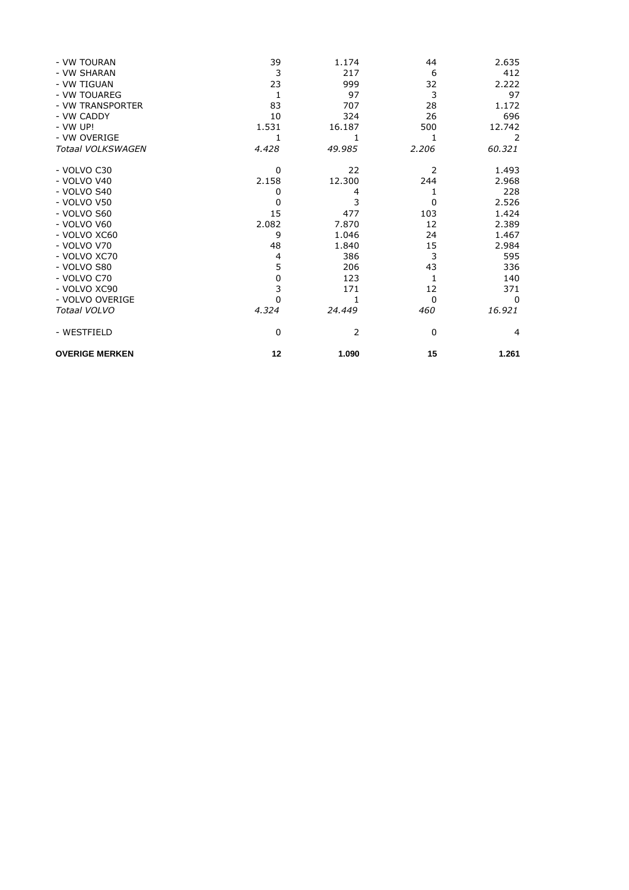| | | | | |
|---|---|---|---|---|
| - VW TOURAN | 39 | 1.174 | 44 | 2.635 |
| - VW SHARAN | 3 | 217 | 6 | 412 |
| - VW TIGUAN | 23 | 999 | 32 | 2.222 |
| - VW TOUAREG | 1 | 97 | 3 | 97 |
| - VW TRANSPORTER | 83 | 707 | 28 | 1.172 |
| - VW CADDY | 10 | 324 | 26 | 696 |
| - VW UP! | 1.531 | 16.187 | 500 | 12.742 |
| - VW OVERIGE | 1 | 1 | 1 | 2 |
| *Totaal VOLKSWAGEN* | *4.428* | *49.985* | *2.206* | *60.321* |
| | | | | |
| - VOLVO C30 | 0 | 22 | 2 | 1.493 |
| - VOLVO V40 | 2.158 | 12.300 | 244 | 2.968 |
| - VOLVO S40 | 0 | 4 | 1 | 228 |
| - VOLVO V50 | 0 | 3 | 0 | 2.526 |
| - VOLVO S60 | 15 | 477 | 103 | 1.424 |
| - VOLVO V60 | 2.082 | 7.870 | 12 | 2.389 |
| - VOLVO XC60 | 9 | 1.046 | 24 | 1.467 |
| - VOLVO V70 | 48 | 1.840 | 15 | 2.984 |
| - VOLVO XC70 | 4 | 386 | 3 | 595 |
| - VOLVO S80 | 5 | 206 | 43 | 336 |
| - VOLVO C70 | 0 | 123 | 1 | 140 |
| - VOLVO XC90 | 3 | 171 | 12 | 371 |
| - VOLVO OVERIGE | 0 | 1 | 0 | 0 |
| *Totaal VOLVO* | *4.324* | *24.449* | *460* | *16.921* |
| | | | | |
| - WESTFIELD | 0 | 2 | 0 | 4 |
| | | | | |
| **OVERIGE MERKEN** | **12** | **1.090** | **15** | **1.261** |